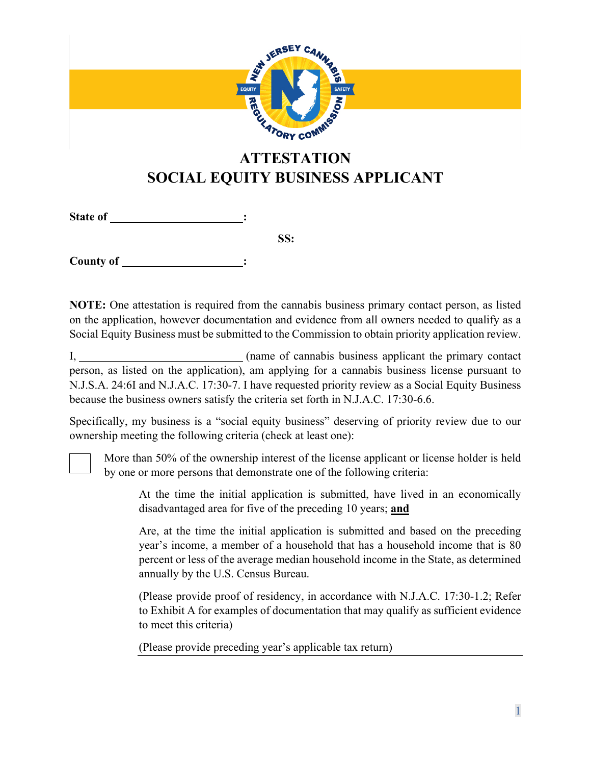# ATTESTATION
# SOCIAL EQUITY BUSINESS APPLICANT

**State of** ______________________**:**

**SS:**

**County of** ____________________**:**

**NOTE:** One attestation is required from the cannabis business primary contact person, as listed on the application, however documentation and evidence from all owners needed to qualify as a Social Equity Business must be submitted to the Commission to obtain priority application review.

I, ____________________________ (name of cannabis business applicant the primary contact person, as listed on the application), am applying for a cannabis business license pursuant to N.J.S.A. 24:6I and N.J.A.C. 17:30-7. I have requested priority review as a Social Equity Business because the business owners satisfy the criteria set forth in N.J.A.C. 17:30-6.6.

Specifically, my business is a "social equity business" deserving of priority review due to our ownership meeting the following criteria (check at least one):

☐ More than 50% of the ownership interest of the license applicant or license holder is held by one or more persons that demonstrate one of the following criteria:

> At the time the initial application is submitted, have lived in an economically disadvantaged area for five of the preceding 10 years; **and**
>
> Are, at the time the initial application is submitted and based on the preceding year's income, a member of a household that has a household income that is 80 percent or less of the average median household income in the State, as determined annually by the U.S. Census Bureau.
>
> (Please provide proof of residency, in accordance with N.J.A.C. 17:30-1.2; Refer to Exhibit A for examples of documentation that may qualify as sufficient evidence to meet this criteria)
>
> (Please provide preceding year's applicable tax return)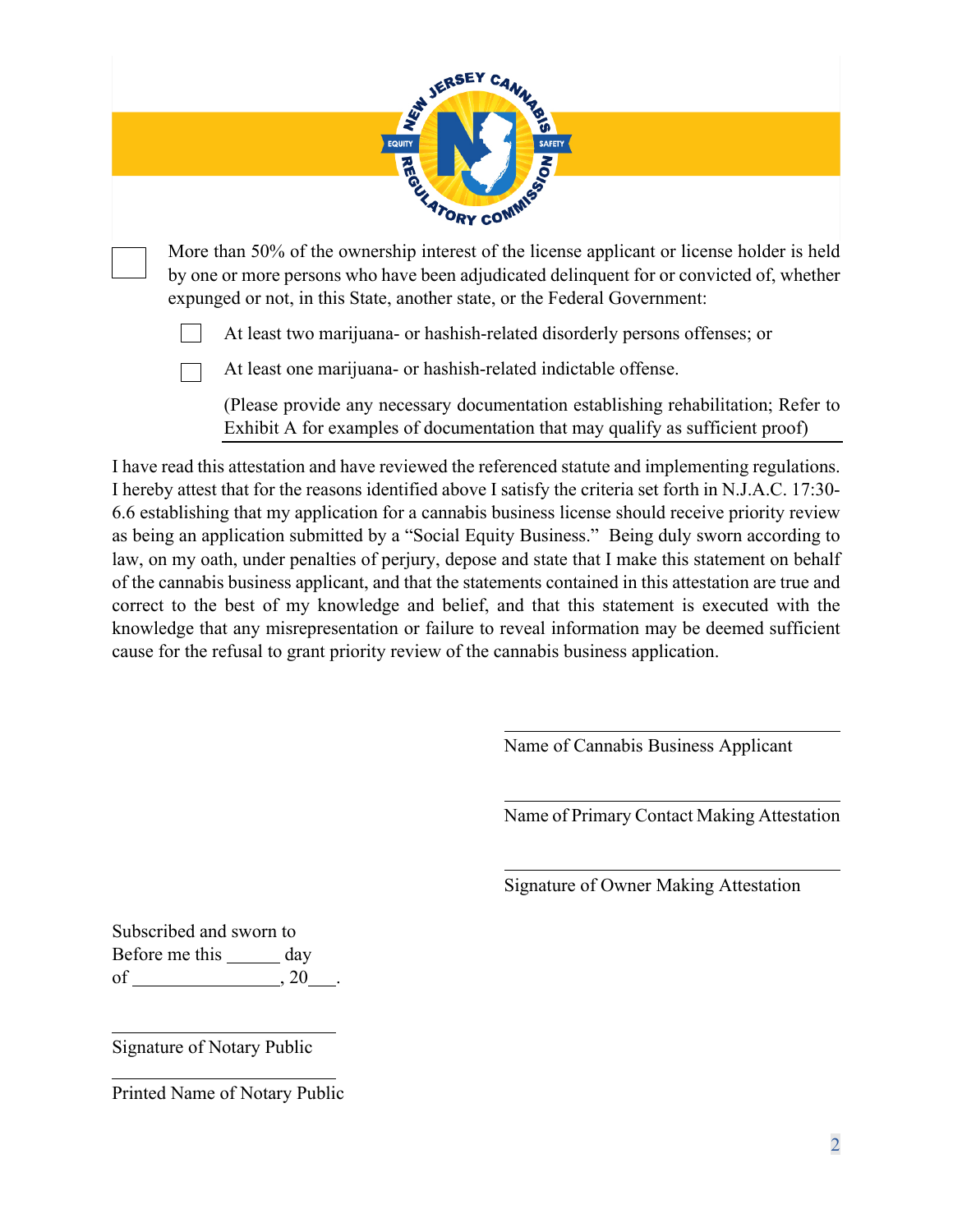- [ ] More than 50% of the ownership interest of the license applicant or license holder is held by one or more persons who have been adjudicated delinquent for or convicted of, whether expunged or not, in this State, another state, or the Federal Government:

  - [ ] At least two marijuana- or hashish-related disorderly persons offenses; or
  - [ ] At least one marijuana- or hashish-related indictable offense.

  (Please provide any necessary documentation establishing rehabilitation; Refer to Exhibit A for examples of documentation that may qualify as sufficient proof)

I have read this attestation and have reviewed the referenced statute and implementing regulations. I hereby attest that for the reasons identified above I satisfy the criteria set forth in N.J.A.C. 17:30-6.6 establishing that my application for a cannabis business license should receive priority review as being an application submitted by a "Social Equity Business." Being duly sworn according to law, on my oath, under penalties of perjury, depose and state that I make this statement on behalf of the cannabis business applicant, and that the statements contained in this attestation are true and correct to the best of my knowledge and belief, and that this statement is executed with the knowledge that any misrepresentation or failure to reveal information may be deemed sufficient cause for the refusal to grant priority review of the cannabis business application.

\_\_\_\_\_\_\_\_\_\_\_\_\_\_\_\_\_\_\_\_\_\_\_\_\_\_\_\_\_\_
Name of Cannabis Business Applicant

\_\_\_\_\_\_\_\_\_\_\_\_\_\_\_\_\_\_\_\_\_\_\_\_\_\_\_\_\_\_
Name of Primary Contact Making Attestation

\_\_\_\_\_\_\_\_\_\_\_\_\_\_\_\_\_\_\_\_\_\_\_\_\_\_\_\_\_\_
Signature of Owner Making Attestation

Subscribed and sworn to
Before me this \_\_\_\_\_\_ day
of \_\_\_\_\_\_\_\_\_\_\_\_\_\_\_\_, 20\_\_\_.

\_\_\_\_\_\_\_\_\_\_\_\_\_\_\_\_\_\_\_\_\_\_\_\_\_\_\_\_\_\_
Signature of Notary Public

\_\_\_\_\_\_\_\_\_\_\_\_\_\_\_\_\_\_\_\_\_\_\_\_\_\_\_\_\_\_
Printed Name of Notary Public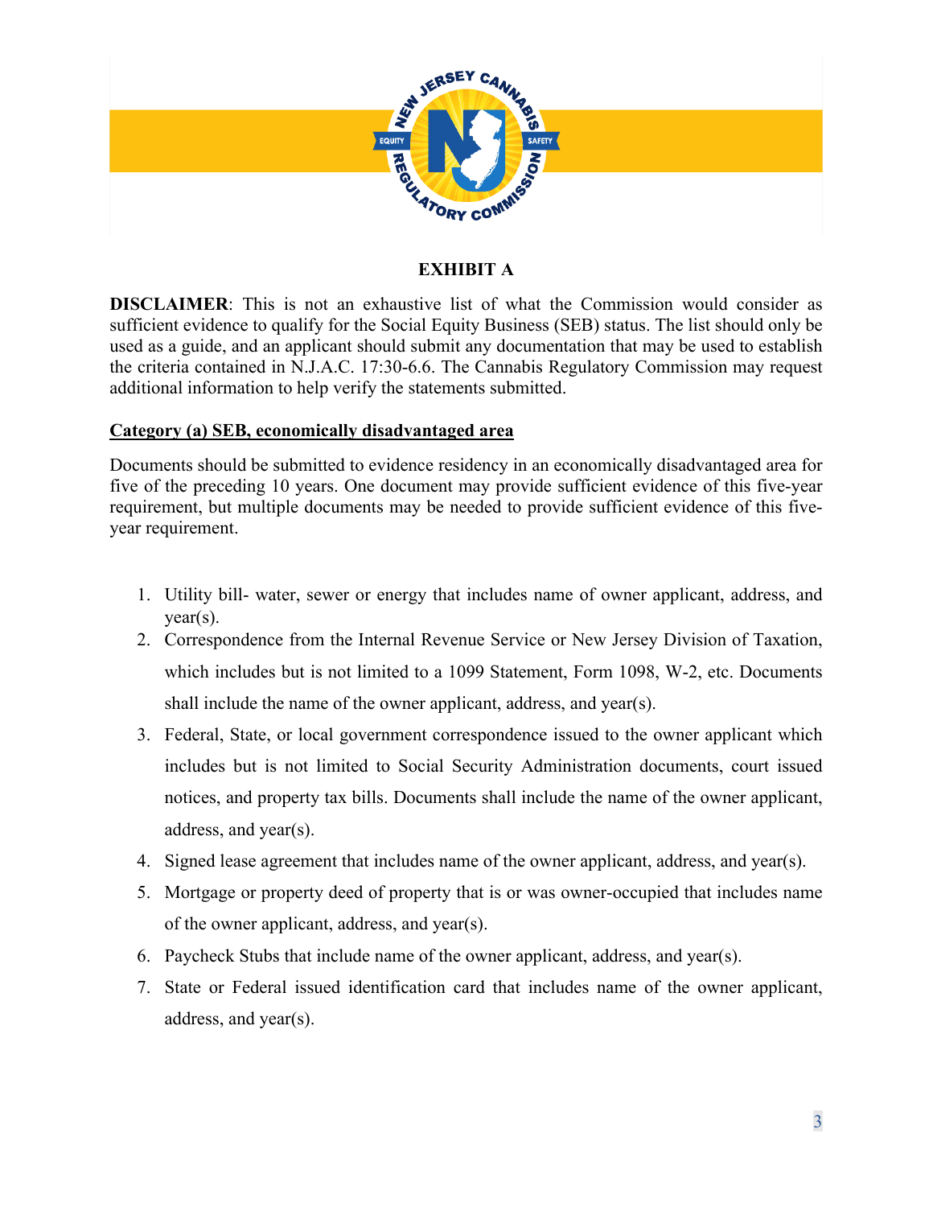## EXHIBIT A

**DISCLAIMER**: This is not an exhaustive list of what the Commission would consider as sufficient evidence to qualify for the Social Equity Business (SEB) status. The list should only be used as a guide, and an applicant should submit any documentation that may be used to establish the criteria contained in N.J.A.C. 17:30-6.6. The Cannabis Regulatory Commission may request additional information to help verify the statements submitted.

**Category (a) SEB, economically disadvantaged area**

Documents should be submitted to evidence residency in an economically disadvantaged area for five of the preceding 10 years. One document may provide sufficient evidence of this five-year requirement, but multiple documents may be needed to provide sufficient evidence of this five-year requirement.

1. Utility bill- water, sewer or energy that includes name of owner applicant, address, and year(s).
2. Correspondence from the Internal Revenue Service or New Jersey Division of Taxation, which includes but is not limited to a 1099 Statement, Form 1098, W-2, etc. Documents shall include the name of the owner applicant, address, and year(s).
3. Federal, State, or local government correspondence issued to the owner applicant which includes but is not limited to Social Security Administration documents, court issued notices, and property tax bills. Documents shall include the name of the owner applicant, address, and year(s).
4. Signed lease agreement that includes name of the owner applicant, address, and year(s).
5. Mortgage or property deed of property that is or was owner-occupied that includes name of the owner applicant, address, and year(s).
6. Paycheck Stubs that include name of the owner applicant, address, and year(s).
7. State or Federal issued identification card that includes name of the owner applicant, address, and year(s).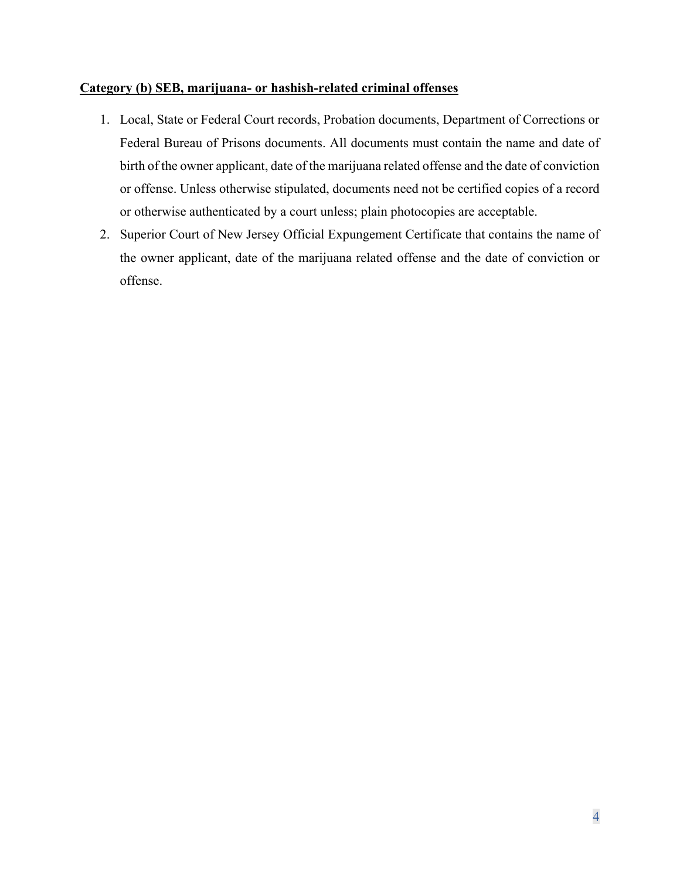**Category (b) SEB, marijuana- or hashish-related criminal offenses**

1. Local, State or Federal Court records, Probation documents, Department of Corrections or Federal Bureau of Prisons documents. All documents must contain the name and date of birth of the owner applicant, date of the marijuana related offense and the date of conviction or offense. Unless otherwise stipulated, documents need not be certified copies of a record or otherwise authenticated by a court unless; plain photocopies are acceptable.
2. Superior Court of New Jersey Official Expungement Certificate that contains the name of the owner applicant, date of the marijuana related offense and the date of conviction or offense.